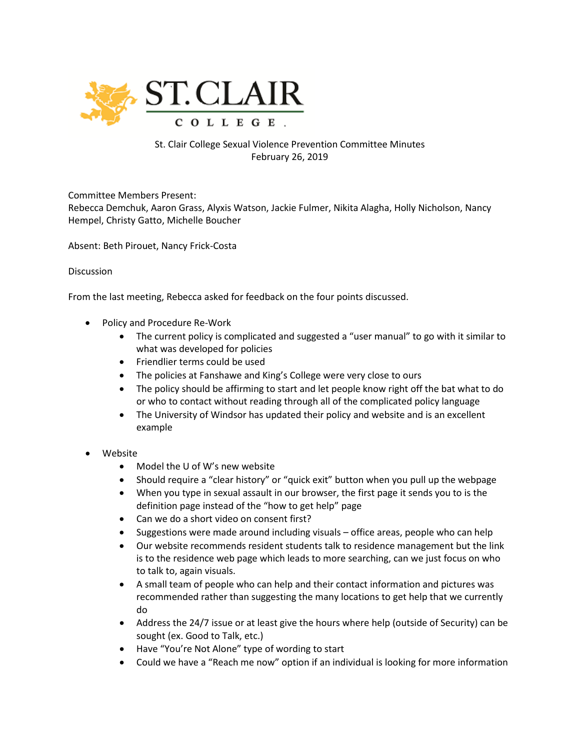St. Clair College Sexual Violence Prevention Committee Minutes
February 26, 2019

Committee Members Present:
Rebecca Demchuk, Aaron Grass, Alyxis Watson, Jackie Fulmer, Nikita Alagha, Holly Nicholson, Nancy Hempel, Christy Gatto, Michelle Boucher

Absent: Beth Pirouet, Nancy Frick-Costa

Discussion

From the last meeting, Rebecca asked for feedback on the four points discussed.

- Policy and Procedure Re-Work
  - The current policy is complicated and suggested a "user manual" to go with it similar to what was developed for policies
  - Friendlier terms could be used
  - The policies at Fanshawe and King's College were very close to ours
  - The policy should be affirming to start and let people know right off the bat what to do or who to contact without reading through all of the complicated policy language
  - The University of Windsor has updated their policy and website and is an excellent example

- Website
  - Model the U of W's new website
  - Should require a "clear history" or "quick exit" button when you pull up the webpage
  - When you type in sexual assault in our browser, the first page it sends you to is the definition page instead of the "how to get help" page
  - Can we do a short video on consent first?
  - Suggestions were made around including visuals – office areas, people who can help
  - Our website recommends resident students talk to residence management but the link is to the residence web page which leads to more searching, can we just focus on who to talk to, again visuals.
  - A small team of people who can help and their contact information and pictures was recommended rather than suggesting the many locations to get help that we currently do
  - Address the 24/7 issue or at least give the hours where help (outside of Security) can be sought (ex. Good to Talk, etc.)
  - Have "You're Not Alone" type of wording to start
  - Could we have a "Reach me now" option if an individual is looking for more information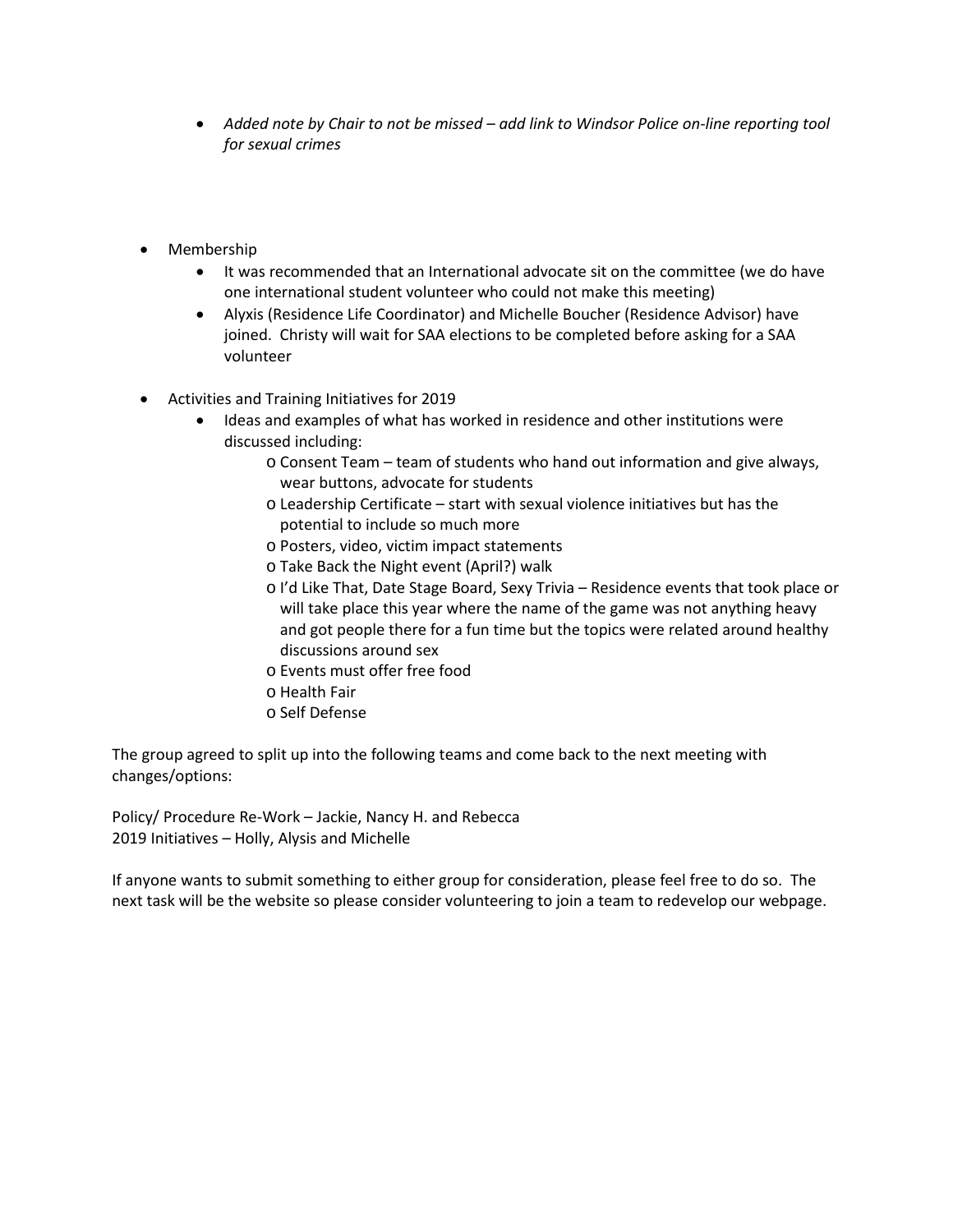- *Added note by Chair to not be missed – add link to Windsor Police on-line reporting tool for sexual crimes*

- Membership
  - It was recommended that an International advocate sit on the committee (we do have one international student volunteer who could not make this meeting)
  - Alyxis (Residence Life Coordinator) and Michelle Boucher (Residence Advisor) have joined. Christy will wait for SAA elections to be completed before asking for a SAA volunteer

- Activities and Training Initiatives for 2019
  - Ideas and examples of what has worked in residence and other institutions were discussed including:
    - Consent Team – team of students who hand out information and give always, wear buttons, advocate for students
    - Leadership Certificate – start with sexual violence initiatives but has the potential to include so much more
    - Posters, video, victim impact statements
    - Take Back the Night event (April?) walk
    - I'd Like That, Date Stage Board, Sexy Trivia – Residence events that took place or will take place this year where the name of the game was not anything heavy and got people there for a fun time but the topics were related around healthy discussions around sex
    - Events must offer free food
    - Health Fair
    - Self Defense

The group agreed to split up into the following teams and come back to the next meeting with changes/options:

Policy/ Procedure Re-Work – Jackie, Nancy H. and Rebecca
2019 Initiatives – Holly, Alysis and Michelle

If anyone wants to submit something to either group for consideration, please feel free to do so. The next task will be the website so please consider volunteering to join a team to redevelop our webpage.